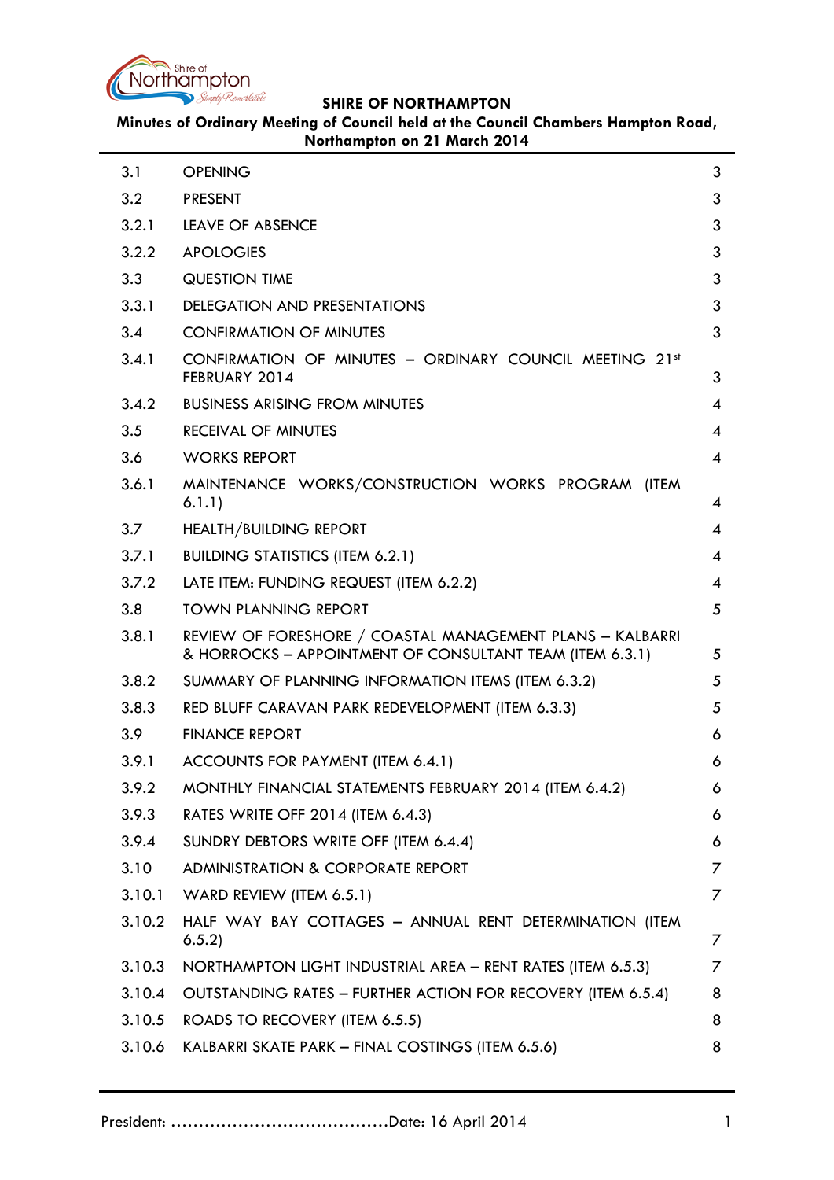**SHIRE OF NORTHAMPTON**

**Minutes of Ordinary Meeting of Council held at the Council Chambers Hampton Road, Northampton on 21 March 2014**

| | | |
|---|---|---|
| 3.1 | OPENING | 3 |
| 3.2 | PRESENT | 3 |
| 3.2.1 | LEAVE OF ABSENCE | 3 |
| 3.2.2 | APOLOGIES | 3 |
| 3.3 | QUESTION TIME | 3 |
| 3.3.1 | DELEGATION AND PRESENTATIONS | 3 |
| 3.4 | CONFIRMATION OF MINUTES | 3 |
| 3.4.1 | CONFIRMATION OF MINUTES – ORDINARY COUNCIL MEETING 21st FEBRUARY 2014 | 3 |
| 3.4.2 | BUSINESS ARISING FROM MINUTES | 4 |
| 3.5 | RECEIVAL OF MINUTES | 4 |
| 3.6 | WORKS REPORT | 4 |
| 3.6.1 | MAINTENANCE WORKS/CONSTRUCTION WORKS PROGRAM (ITEM 6.1.1) | 4 |
| 3.7 | HEALTH/BUILDING REPORT | 4 |
| 3.7.1 | BUILDING STATISTICS (ITEM 6.2.1) | 4 |
| 3.7.2 | LATE ITEM: FUNDING REQUEST (ITEM 6.2.2) | 4 |
| 3.8 | TOWN PLANNING REPORT | 5 |
| 3.8.1 | REVIEW OF FORESHORE / COASTAL MANAGEMENT PLANS – KALBARRI & HORROCKS – APPOINTMENT OF CONSULTANT TEAM (ITEM 6.3.1) | 5 |
| 3.8.2 | SUMMARY OF PLANNING INFORMATION ITEMS (ITEM 6.3.2) | 5 |
| 3.8.3 | RED BLUFF CARAVAN PARK REDEVELOPMENT (ITEM 6.3.3) | 5 |
| 3.9 | FINANCE REPORT | 6 |
| 3.9.1 | ACCOUNTS FOR PAYMENT (ITEM 6.4.1) | 6 |
| 3.9.2 | MONTHLY FINANCIAL STATEMENTS FEBRUARY 2014 (ITEM 6.4.2) | 6 |
| 3.9.3 | RATES WRITE OFF 2014 (ITEM 6.4.3) | 6 |
| 3.9.4 | SUNDRY DEBTORS WRITE OFF (ITEM 6.4.4) | 6 |
| 3.10 | ADMINISTRATION & CORPORATE REPORT | 7 |
| 3.10.1 | WARD REVIEW (ITEM 6.5.1) | 7 |
| 3.10.2 | HALF WAY BAY COTTAGES – ANNUAL RENT DETERMINATION (ITEM 6.5.2) | 7 |
| 3.10.3 | NORTHAMPTON LIGHT INDUSTRIAL AREA – RENT RATES (ITEM 6.5.3) | 7 |
| 3.10.4 | OUTSTANDING RATES – FURTHER ACTION FOR RECOVERY (ITEM 6.5.4) | 8 |
| 3.10.5 | ROADS TO RECOVERY (ITEM 6.5.5) | 8 |
| 3.10.6 | KALBARRI SKATE PARK – FINAL COSTINGS (ITEM 6.5.6) | 8 |

President: ......................................Date: 16 April 2014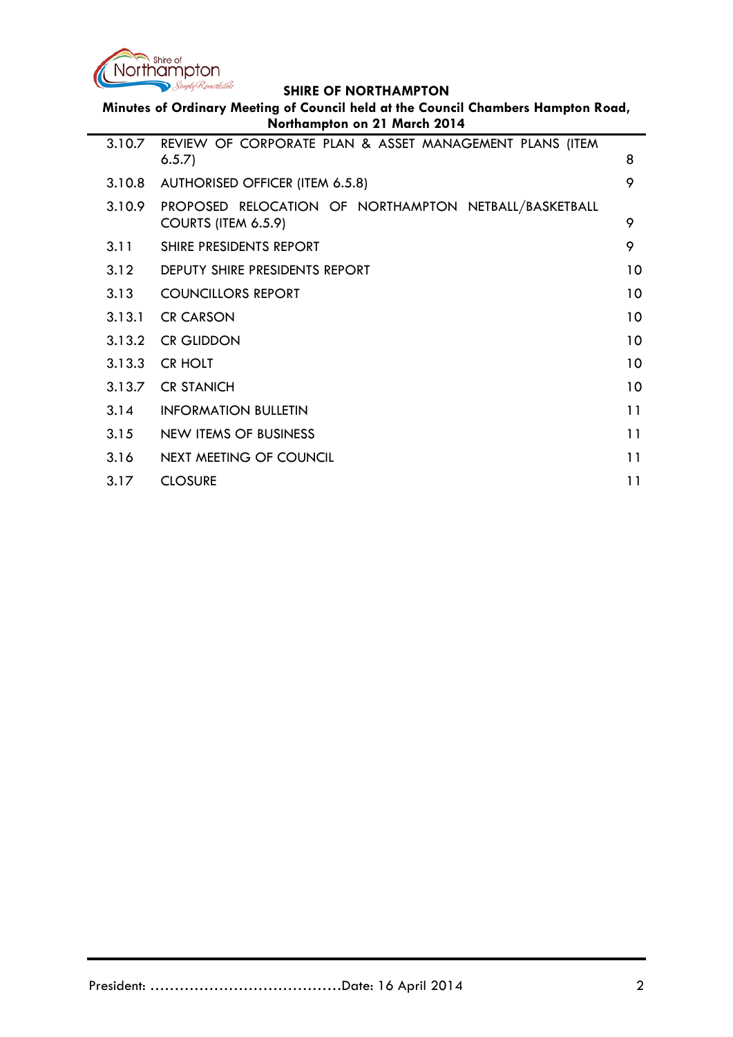| | | |
|---|---|---|
| 3.10.7 | REVIEW OF CORPORATE PLAN & ASSET MANAGEMENT PLANS (ITEM 6.5.7) | 8 |
| 3.10.8 | AUTHORISED OFFICER (ITEM 6.5.8) | 9 |
| 3.10.9 | PROPOSED RELOCATION OF NORTHAMPTON NETBALL/BASKETBALL COURTS (ITEM 6.5.9) | 9 |
| 3.11 | SHIRE PRESIDENTS REPORT | 9 |
| 3.12 | DEPUTY SHIRE PRESIDENTS REPORT | 10 |
| 3.13 | COUNCILLORS REPORT | 10 |
| 3.13.1 | CR CARSON | 10 |
| 3.13.2 | CR GLIDDON | 10 |
| 3.13.3 | CR HOLT | 10 |
| 3.13.7 | CR STANICH | 10 |
| 3.14 | INFORMATION BULLETIN | 11 |
| 3.15 | NEW ITEMS OF BUSINESS | 11 |
| 3.16 | NEXT MEETING OF COUNCIL | 11 |
| 3.17 | CLOSURE | 11 |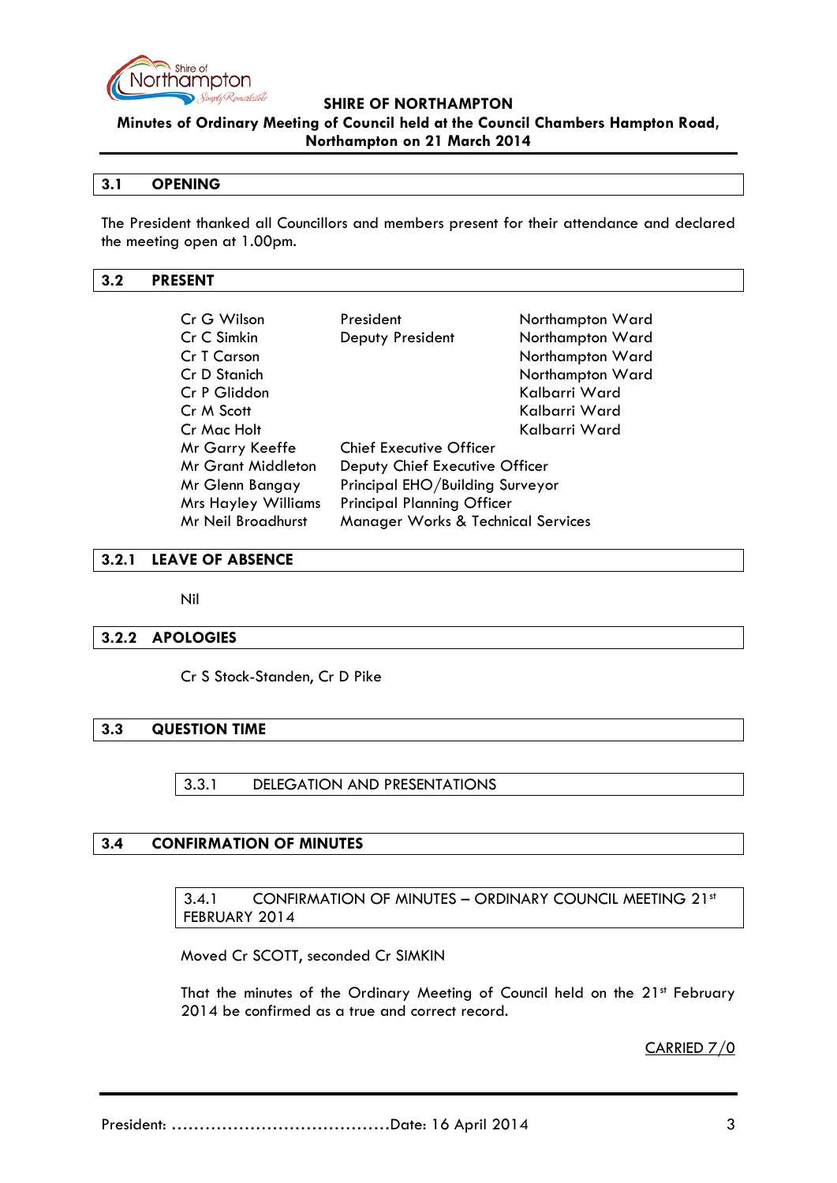## 3.1 OPENING

The President thanked all Councillors and members present for their attendance and declared the meeting open at 1.00pm.

## 3.2 PRESENT

| | | |
|---|---|---|
| Cr G Wilson | President | Northampton Ward |
| Cr C Simkin | Deputy President | Northampton Ward |
| Cr T Carson | | Northampton Ward |
| Cr D Stanich | | Northampton Ward |
| Cr P Gliddon | | Kalbarri Ward |
| Cr M Scott | | Kalbarri Ward |
| Cr Mac Holt | | Kalbarri Ward |
| Mr Garry Keeffe | Chief Executive Officer | |
| Mr Grant Middleton | Deputy Chief Executive Officer | |
| Mr Glenn Bangay | Principal EHO/Building Surveyor | |
| Mrs Hayley Williams | Principal Planning Officer | |
| Mr Neil Broadhurst | Manager Works & Technical Services | |

### 3.2.1 LEAVE OF ABSENCE

Nil

### 3.2.2 APOLOGIES

Cr S Stock-Standen, Cr D Pike

## 3.3 QUESTION TIME

### 3.3.1 DELEGATION AND PRESENTATIONS

## 3.4 CONFIRMATION OF MINUTES

### 3.4.1 CONFIRMATION OF MINUTES – ORDINARY COUNCIL MEETING 21st FEBRUARY 2014

Moved Cr SCOTT, seconded Cr SIMKIN

That the minutes of the Ordinary Meeting of Council held on the 21st February 2014 be confirmed as a true and correct record.

CARRIED 7/0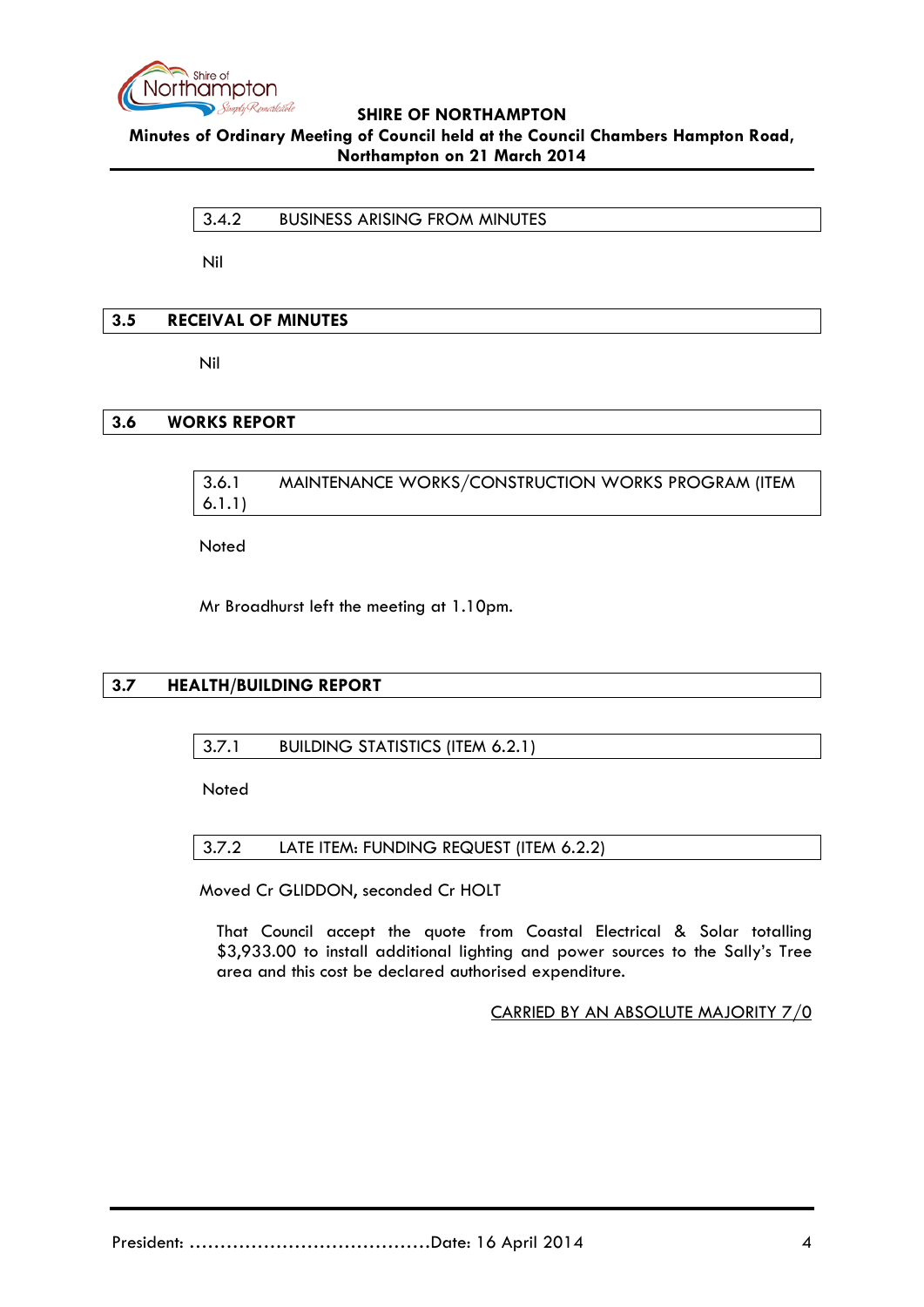### 3.4.2 BUSINESS ARISING FROM MINUTES

Nil

## 3.5 RECEIVAL OF MINUTES

Nil

## 3.6 WORKS REPORT

### 3.6.1 MAINTENANCE WORKS/CONSTRUCTION WORKS PROGRAM (ITEM 6.1.1)

Noted

Mr Broadhurst left the meeting at 1.10pm.

## 3.7 HEALTH/BUILDING REPORT

### 3.7.1 BUILDING STATISTICS (ITEM 6.2.1)

Noted

### 3.7.2 LATE ITEM: FUNDING REQUEST (ITEM 6.2.2)

Moved Cr GLIDDON, seconded Cr HOLT

That Council accept the quote from Coastal Electrical & Solar totalling $3,933.00 to install additional lighting and power sources to the Sally's Tree area and this cost be declared authorised expenditure.

CARRIED BY AN ABSOLUTE MAJORITY 7/0

President: ......................................Date: 16 April 2014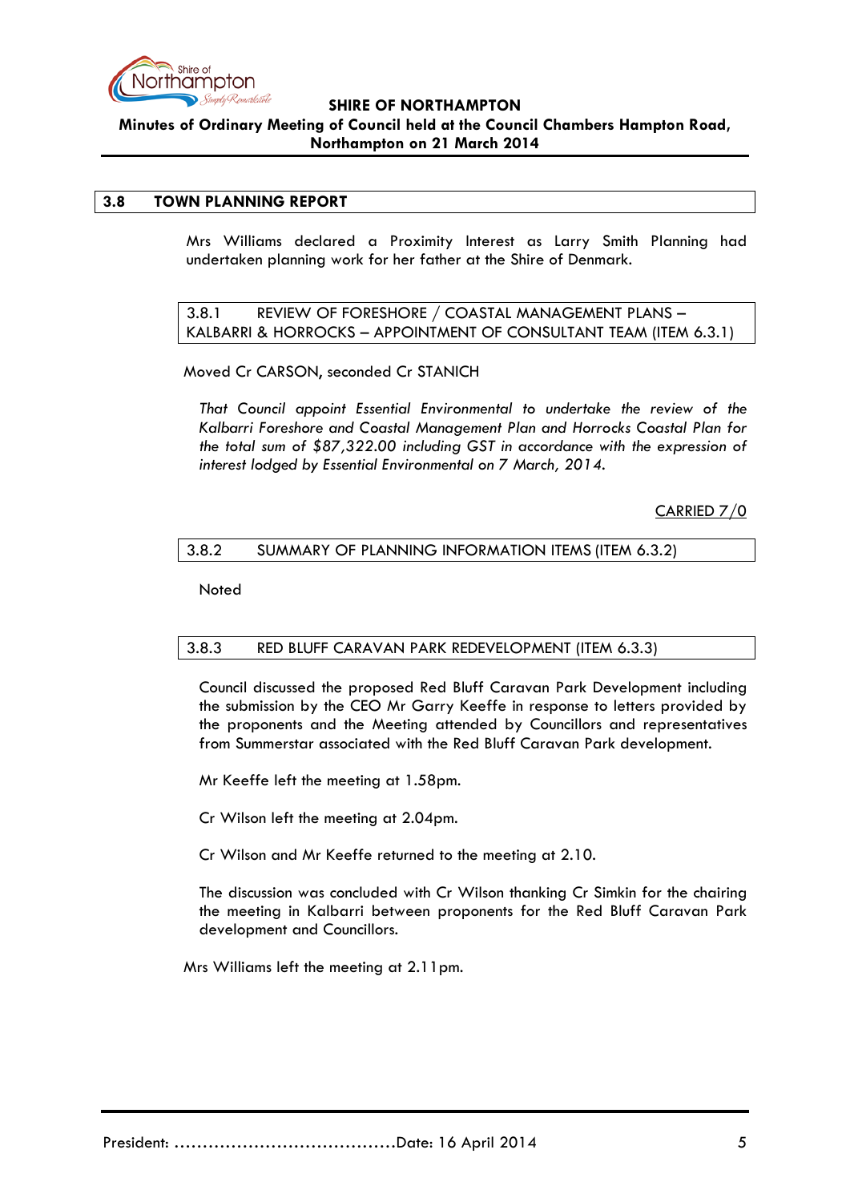## 3.8 TOWN PLANNING REPORT

Mrs Williams declared a Proximity Interest as Larry Smith Planning had undertaken planning work for her father at the Shire of Denmark.

### 3.8.1 REVIEW OF FORESHORE / COASTAL MANAGEMENT PLANS – KALBARRI & HORROCKS – APPOINTMENT OF CONSULTANT TEAM (ITEM 6.3.1)

Moved Cr CARSON, seconded Cr STANICH

*That Council appoint Essential Environmental to undertake the review of the Kalbarri Foreshore and Coastal Management Plan and Horrocks Coastal Plan for the total sum of $87,322.00 including GST in accordance with the expression of interest lodged by Essential Environmental on 7 March, 2014.*

CARRIED 7/0

### 3.8.2 SUMMARY OF PLANNING INFORMATION ITEMS (ITEM 6.3.2)

Noted

### 3.8.3 RED BLUFF CARAVAN PARK REDEVELOPMENT (ITEM 6.3.3)

Council discussed the proposed Red Bluff Caravan Park Development including the submission by the CEO Mr Garry Keeffe in response to letters provided by the proponents and the Meeting attended by Councillors and representatives from Summerstar associated with the Red Bluff Caravan Park development.

Mr Keeffe left the meeting at 1.58pm.

Cr Wilson left the meeting at 2.04pm.

Cr Wilson and Mr Keeffe returned to the meeting at 2.10.

The discussion was concluded with Cr Wilson thanking Cr Simkin for the chairing the meeting in Kalbarri between proponents for the Red Bluff Caravan Park development and Councillors.

Mrs Williams left the meeting at 2.11pm.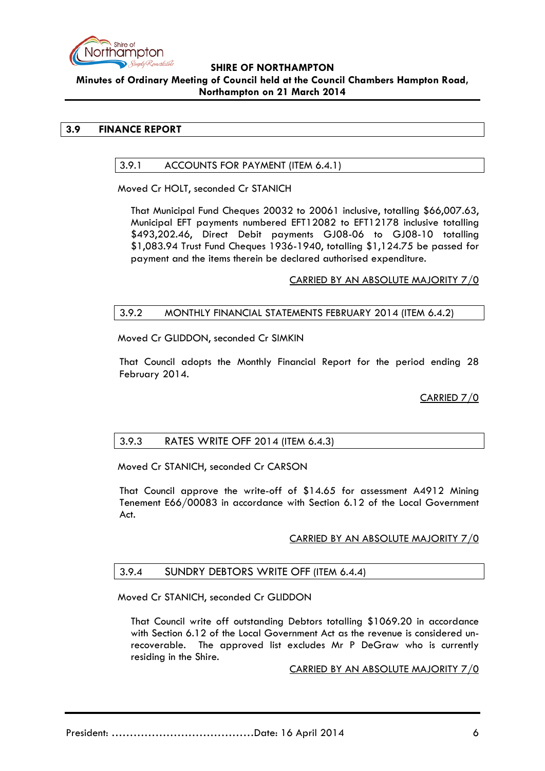## 3.9 FINANCE REPORT

### 3.9.1 ACCOUNTS FOR PAYMENT (ITEM 6.4.1)

Moved Cr HOLT, seconded Cr STANICH

That Municipal Fund Cheques 20032 to 20061 inclusive, totalling $66,007.63, Municipal EFT payments numbered EFT12082 to EFT12178 inclusive totalling $493,202.46, Direct Debit payments GJ08-06 to GJ08-10 totalling $1,083.94 Trust Fund Cheques 1936-1940, totalling $1,124.75 be passed for payment and the items therein be declared authorised expenditure.

CARRIED BY AN ABSOLUTE MAJORITY 7/0

### 3.9.2 MONTHLY FINANCIAL STATEMENTS FEBRUARY 2014 (ITEM 6.4.2)

Moved Cr GLIDDON, seconded Cr SIMKIN

That Council adopts the Monthly Financial Report for the period ending 28 February 2014.

CARRIED 7/0

### 3.9.3 RATES WRITE OFF 2014 (ITEM 6.4.3)

Moved Cr STANICH, seconded Cr CARSON

That Council approve the write-off of $14.65 for assessment A4912 Mining Tenement E66/00083 in accordance with Section 6.12 of the Local Government Act.

CARRIED BY AN ABSOLUTE MAJORITY 7/0

### 3.9.4 SUNDRY DEBTORS WRITE OFF (ITEM 6.4.4)

Moved Cr STANICH, seconded Cr GLIDDON

That Council write off outstanding Debtors totalling $1069.20 in accordance with Section 6.12 of the Local Government Act as the revenue is considered un-recoverable. The approved list excludes Mr P DeGraw who is currently residing in the Shire.

CARRIED BY AN ABSOLUTE MAJORITY 7/0

President: ……………………………………Date: 16 April 2014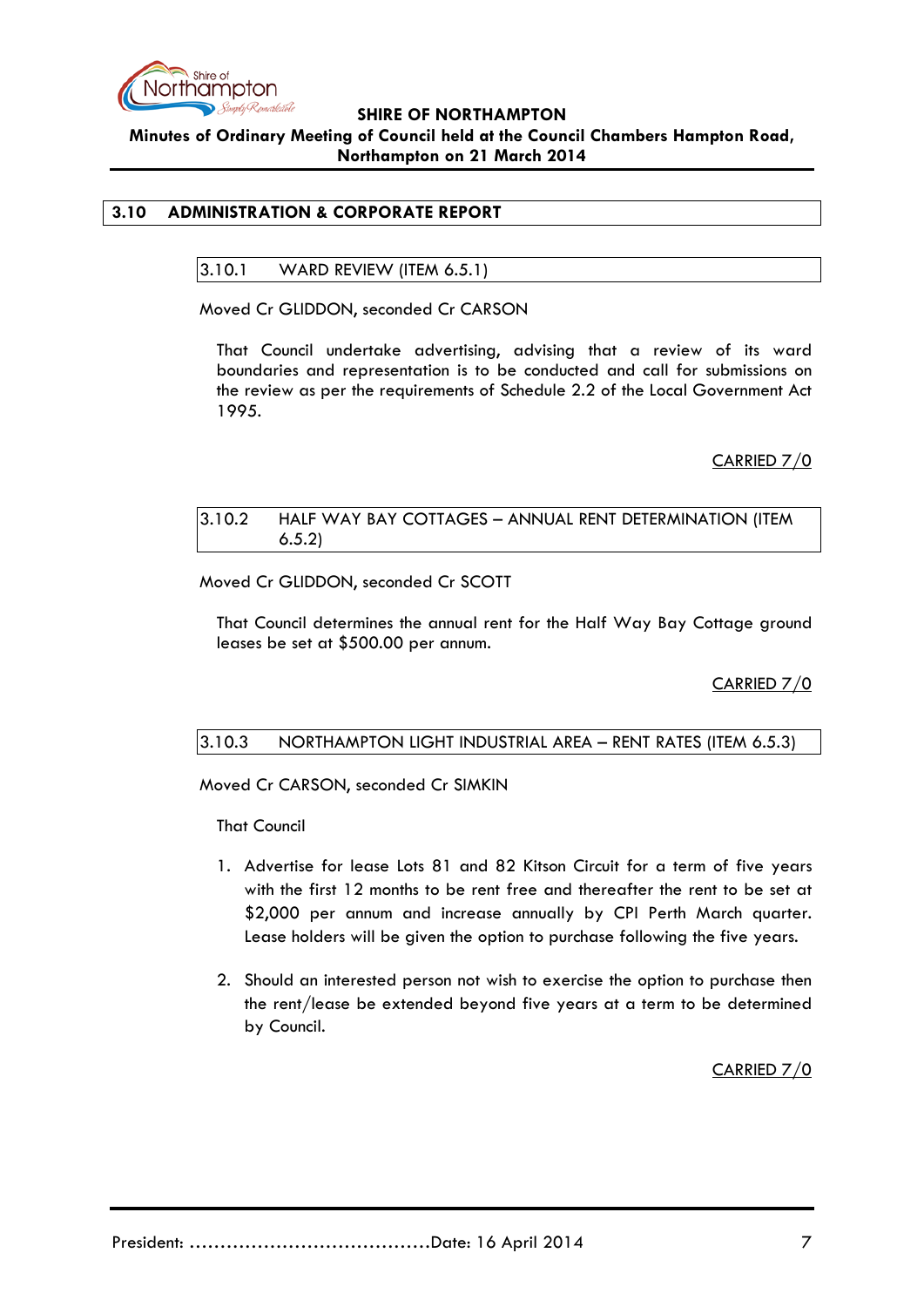## 3.10 ADMINISTRATION & CORPORATE REPORT

### 3.10.1 WARD REVIEW (ITEM 6.5.1)

Moved Cr GLIDDON, seconded Cr CARSON

That Council undertake advertising, advising that a review of its ward boundaries and representation is to be conducted and call for submissions on the review as per the requirements of Schedule 2.2 of the Local Government Act 1995.

CARRIED 7/0

### 3.10.2 HALF WAY BAY COTTAGES – ANNUAL RENT DETERMINATION (ITEM 6.5.2)

Moved Cr GLIDDON, seconded Cr SCOTT

That Council determines the annual rent for the Half Way Bay Cottage ground leases be set at $500.00 per annum.

CARRIED 7/0

### 3.10.3 NORTHAMPTON LIGHT INDUSTRIAL AREA – RENT RATES (ITEM 6.5.3)

Moved Cr CARSON, seconded Cr SIMKIN

That Council

1. Advertise for lease Lots 81 and 82 Kitson Circuit for a term of five years with the first 12 months to be rent free and thereafter the rent to be set at $2,000 per annum and increase annually by CPI Perth March quarter. Lease holders will be given the option to purchase following the five years.
2. Should an interested person not wish to exercise the option to purchase then the rent/lease be extended beyond five years at a term to be determined by Council.

CARRIED 7/0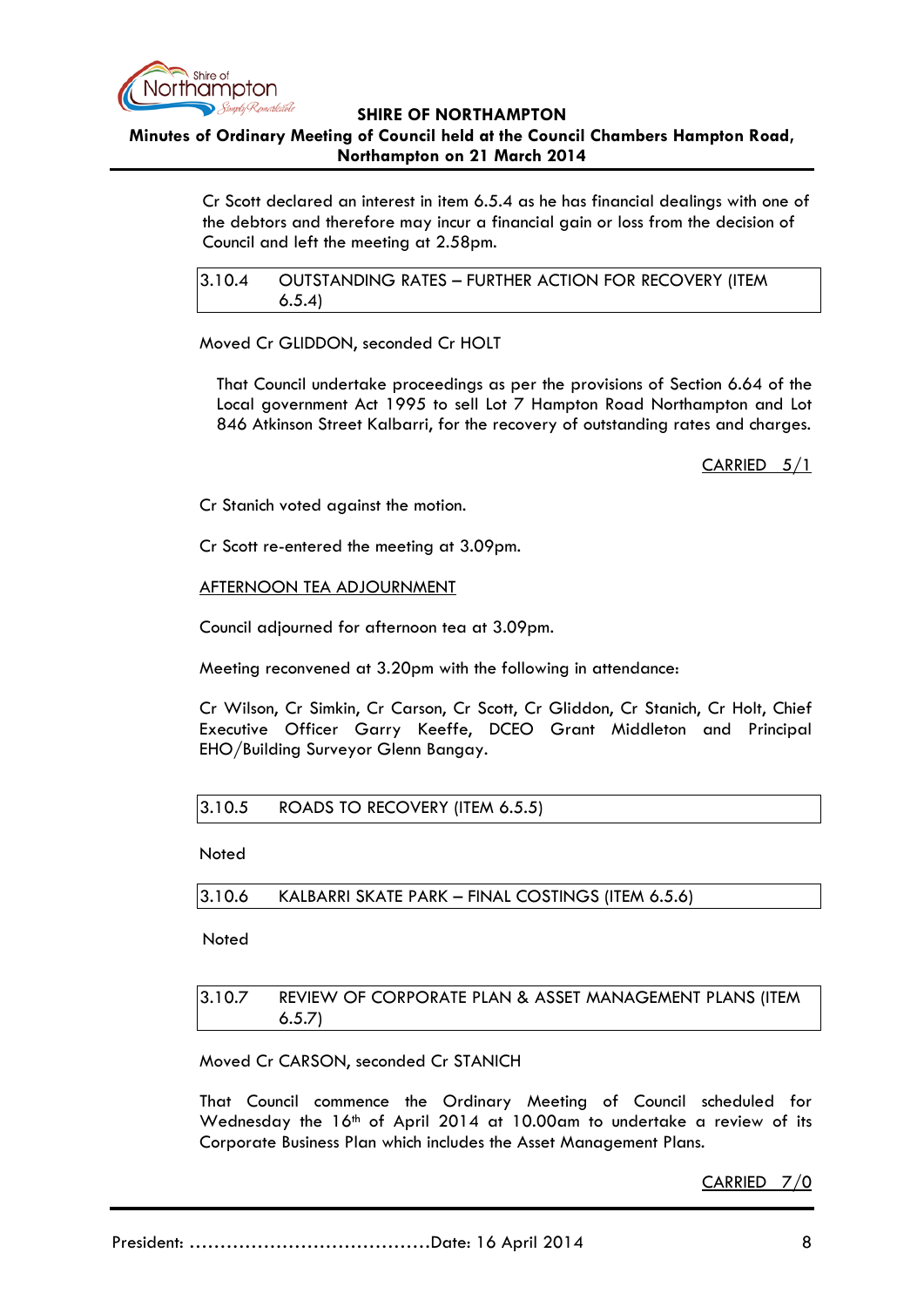Cr Scott declared an interest in item 6.5.4 as he has financial dealings with one of the debtors and therefore may incur a financial gain or loss from the decision of Council and left the meeting at 2.58pm.

### 3.10.4 OUTSTANDING RATES – FURTHER ACTION FOR RECOVERY (ITEM 6.5.4)

Moved Cr GLIDDON, seconded Cr HOLT

That Council undertake proceedings as per the provisions of Section 6.64 of the Local government Act 1995 to sell Lot 7 Hampton Road Northampton and Lot 846 Atkinson Street Kalbarri, for the recovery of outstanding rates and charges.

CARRIED 5/1

Cr Stanich voted against the motion.

Cr Scott re-entered the meeting at 3.09pm.

AFTERNOON TEA ADJOURNMENT

Council adjourned for afternoon tea at 3.09pm.

Meeting reconvened at 3.20pm with the following in attendance:

Cr Wilson, Cr Simkin, Cr Carson, Cr Scott, Cr Gliddon, Cr Stanich, Cr Holt, Chief Executive Officer Garry Keeffe, DCEO Grant Middleton and Principal EHO/Building Surveyor Glenn Bangay.

### 3.10.5 ROADS TO RECOVERY (ITEM 6.5.5)

Noted

### 3.10.6 KALBARRI SKATE PARK – FINAL COSTINGS (ITEM 6.5.6)

Noted

### 3.10.7 REVIEW OF CORPORATE PLAN & ASSET MANAGEMENT PLANS (ITEM 6.5.7)

Moved Cr CARSON, seconded Cr STANICH

That Council commence the Ordinary Meeting of Council scheduled for Wednesday the 16th of April 2014 at 10.00am to undertake a review of its Corporate Business Plan which includes the Asset Management Plans.

CARRIED 7/0

President: ......................................Date: 16 April 2014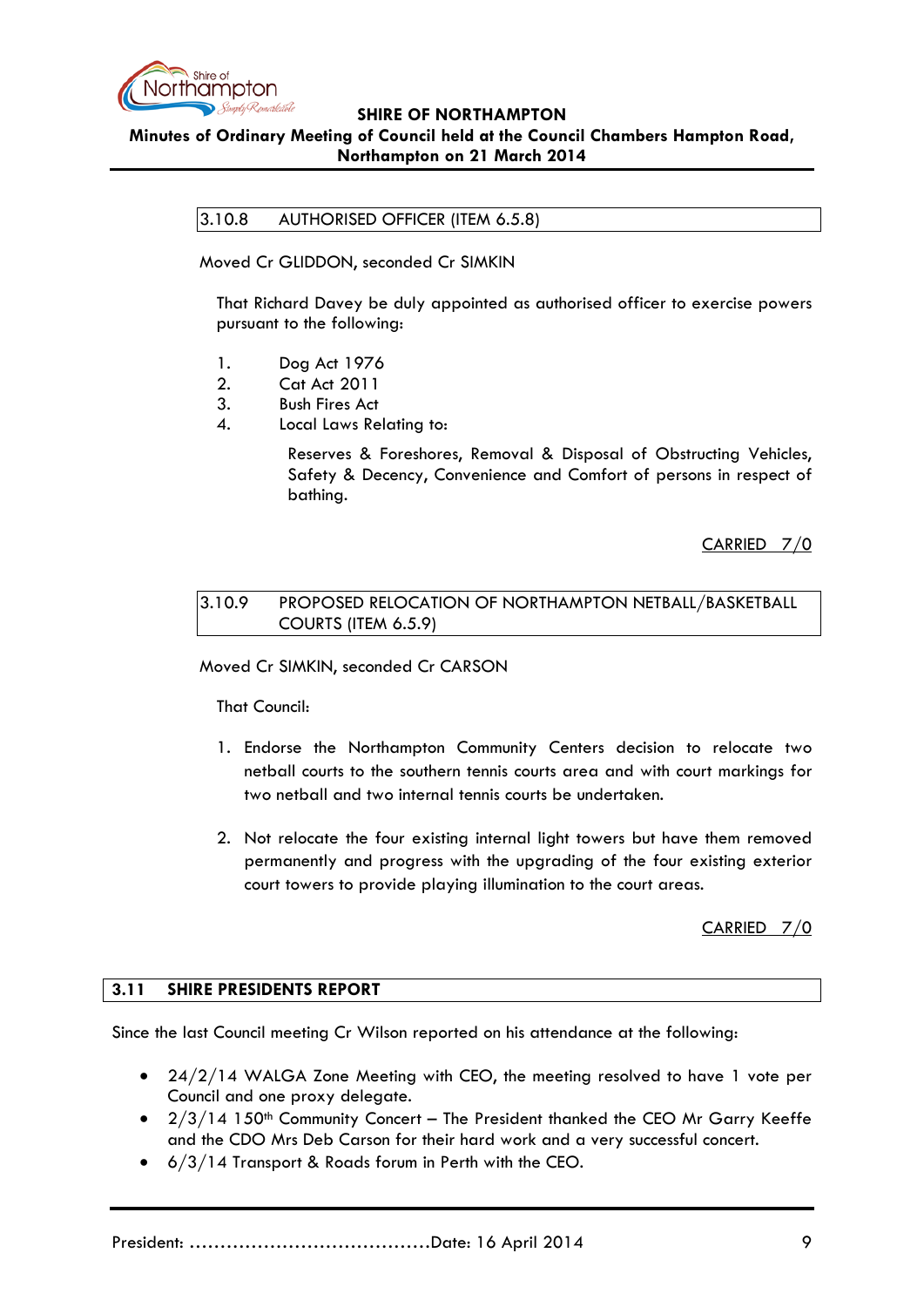### 3.10.8 AUTHORISED OFFICER (ITEM 6.5.8)

Moved Cr GLIDDON, seconded Cr SIMKIN

That Richard Davey be duly appointed as authorised officer to exercise powers pursuant to the following:

1. Dog Act 1976
2. Cat Act 2011
3. Bush Fires Act
4. Local Laws Relating to:

   Reserves & Foreshores, Removal & Disposal of Obstructing Vehicles, Safety & Decency, Convenience and Comfort of persons in respect of bathing.

CARRIED 7/0

### 3.10.9 PROPOSED RELOCATION OF NORTHAMPTON NETBALL/BASKETBALL COURTS (ITEM 6.5.9)

Moved Cr SIMKIN, seconded Cr CARSON

That Council:

1. Endorse the Northampton Community Centers decision to relocate two netball courts to the southern tennis courts area and with court markings for two netball and two internal tennis courts be undertaken.

2. Not relocate the four existing internal light towers but have them removed permanently and progress with the upgrading of the four existing exterior court towers to provide playing illumination to the court areas.

CARRIED 7/0

## 3.11 SHIRE PRESIDENTS REPORT

Since the last Council meeting Cr Wilson reported on his attendance at the following:

- 24/2/14 WALGA Zone Meeting with CEO, the meeting resolved to have 1 vote per Council and one proxy delegate.
- 2/3/14 150th Community Concert – The President thanked the CEO Mr Garry Keeffe and the CDO Mrs Deb Carson for their hard work and a very successful concert.
- 6/3/14 Transport & Roads forum in Perth with the CEO.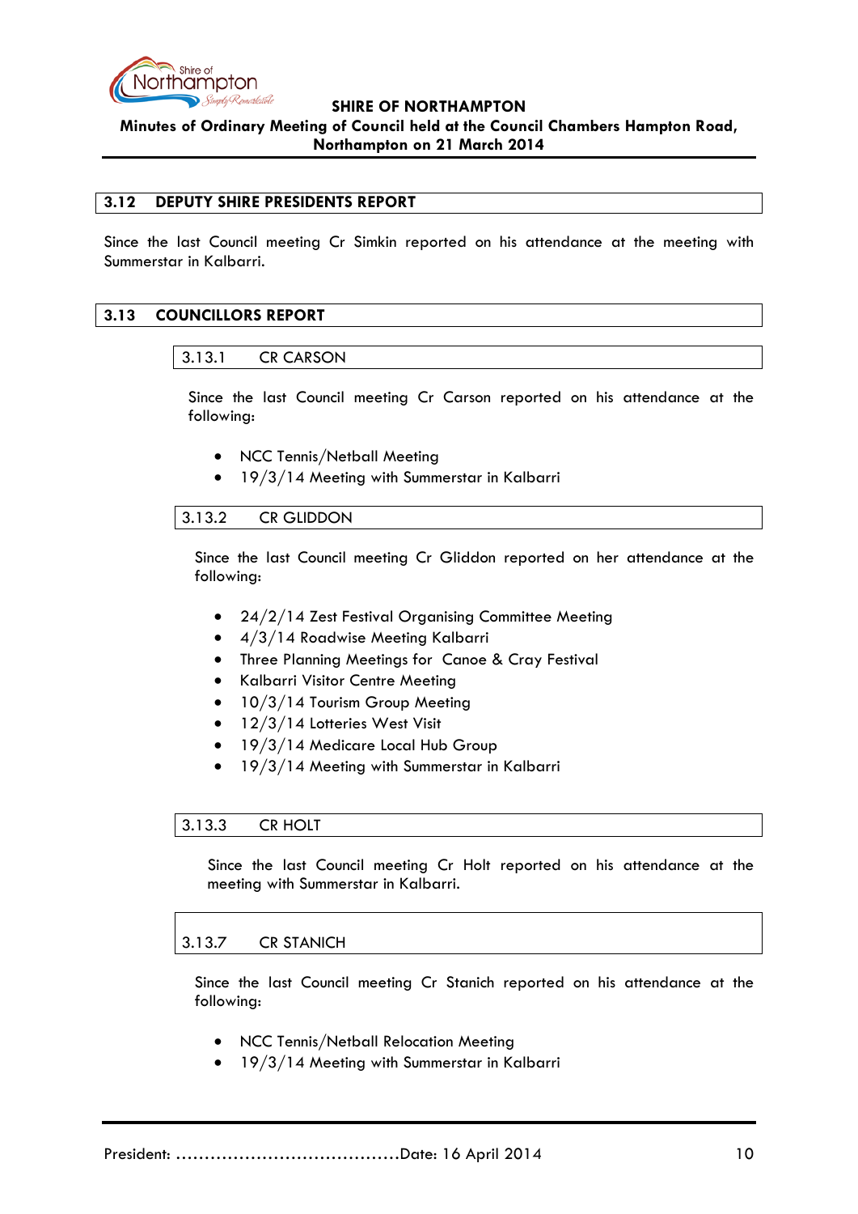## 3.12 DEPUTY SHIRE PRESIDENTS REPORT

Since the last Council meeting Cr Simkin reported on his attendance at the meeting with Summerstar in Kalbarri.

## 3.13 COUNCILLORS REPORT

### 3.13.1 CR CARSON

Since the last Council meeting Cr Carson reported on his attendance at the following:

- NCC Tennis/Netball Meeting
- 19/3/14 Meeting with Summerstar in Kalbarri

### 3.13.2 CR GLIDDON

Since the last Council meeting Cr Gliddon reported on her attendance at the following:

- 24/2/14 Zest Festival Organising Committee Meeting
- 4/3/14 Roadwise Meeting Kalbarri
- Three Planning Meetings for Canoe & Cray Festival
- Kalbarri Visitor Centre Meeting
- 10/3/14 Tourism Group Meeting
- 12/3/14 Lotteries West Visit
- 19/3/14 Medicare Local Hub Group
- 19/3/14 Meeting with Summerstar in Kalbarri

### 3.13.3 CR HOLT

Since the last Council meeting Cr Holt reported on his attendance at the meeting with Summerstar in Kalbarri.

### 3.13.7 CR STANICH

Since the last Council meeting Cr Stanich reported on his attendance at the following:

- NCC Tennis/Netball Relocation Meeting
- 19/3/14 Meeting with Summerstar in Kalbarri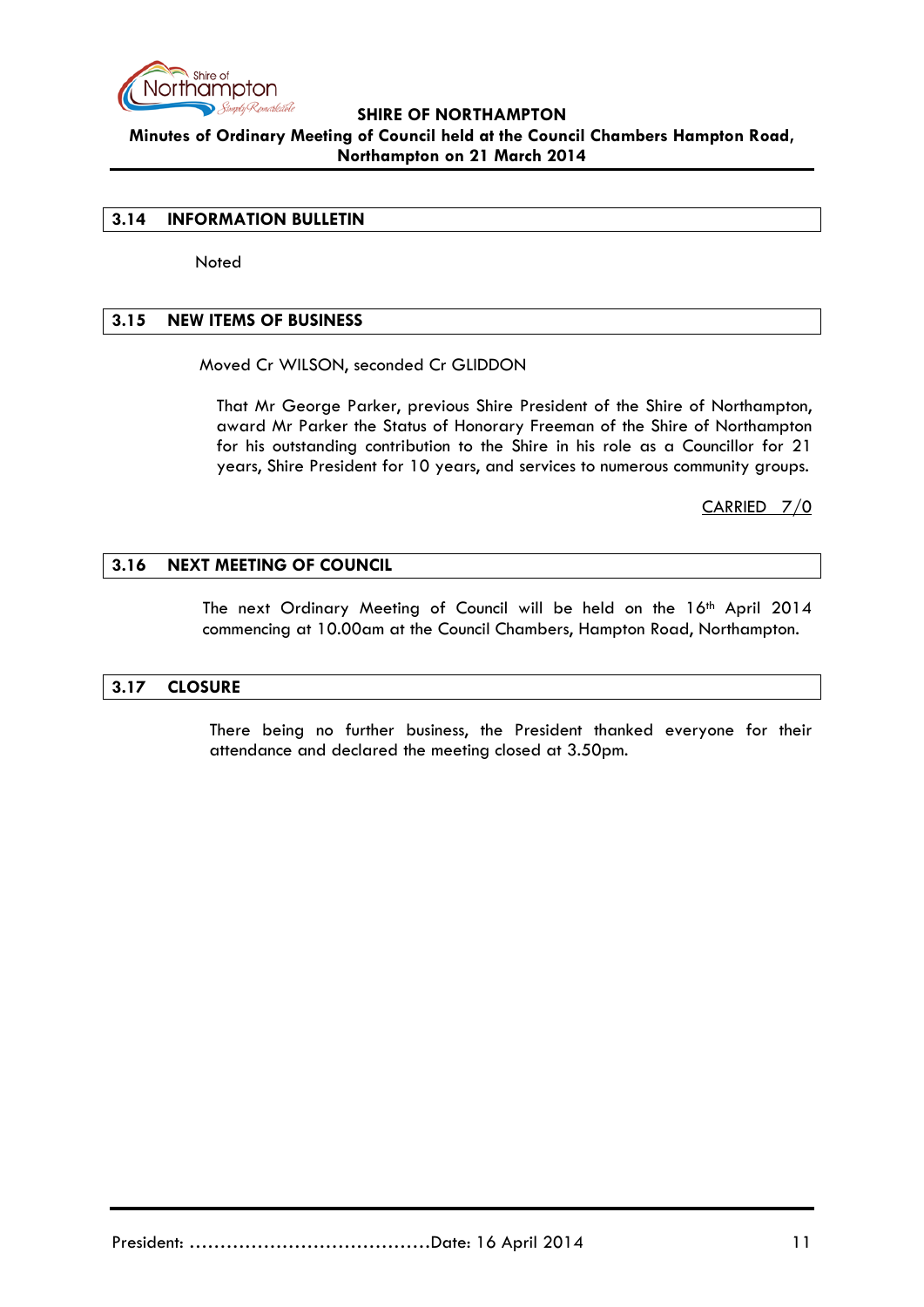## 3.14 INFORMATION BULLETIN

Noted

## 3.15 NEW ITEMS OF BUSINESS

Moved Cr WILSON, seconded Cr GLIDDON

That Mr George Parker, previous Shire President of the Shire of Northampton, award Mr Parker the Status of Honorary Freeman of the Shire of Northampton for his outstanding contribution to the Shire in his role as a Councillor for 21 years, Shire President for 10 years, and services to numerous community groups.

CARRIED 7/0

## 3.16 NEXT MEETING OF COUNCIL

The next Ordinary Meeting of Council will be held on the 16th April 2014 commencing at 10.00am at the Council Chambers, Hampton Road, Northampton.

## 3.17 CLOSURE

There being no further business, the President thanked everyone for their attendance and declared the meeting closed at 3.50pm.

President: ……………………………………Date: 16 April 2014